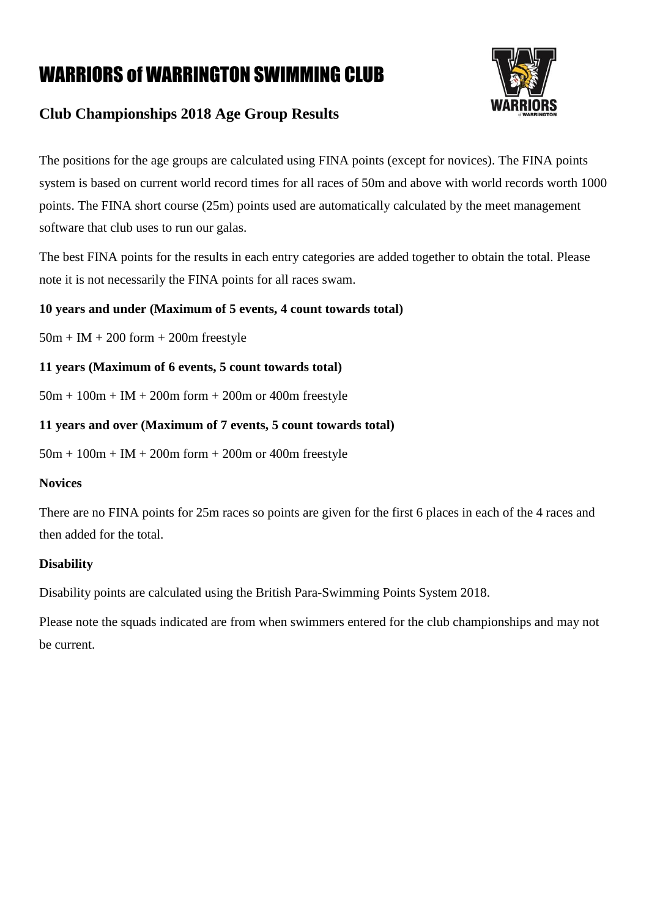# WARRIORS of WARRINGTON SWIMMING CLUB

## Club Championships 2018 Age Group Results

The positions for the age groups are calculated using FINA points (except for novices). The FINA points system is based on current world record times for all races of 50m and above with world records worth 1000 points. The FINA short course (25m) points used are automatically calculated by the meet management software that club uses to run our galas.

The best FINA points for the results in each entry categories are added together to obtain the total. Please note it is not necessarily the FINA points for all races swam.

**10 years and under (Maximum of 5 events, 4 count towards total)**

50m + IM + 200 form + 200m freestyle

**11 years (Maximum of 6 events, 5 count towards total)**

50m + 100m + IM + 200m form + 200m or 400m freestyle

**11 years and over (Maximum of 7 events, 5 count towards total)**

50m + 100m + IM + 200m form + 200m or 400m freestyle

**Novices**

There are no FINA points for 25m races so points are given for the first 6 places in each of the 4 races and then added for the total.

**Disability**

Disability points are calculated using the British Para-Swimming Points System 2018.

Please note the squads indicated are from when swimmers entered for the club championships and may not be current.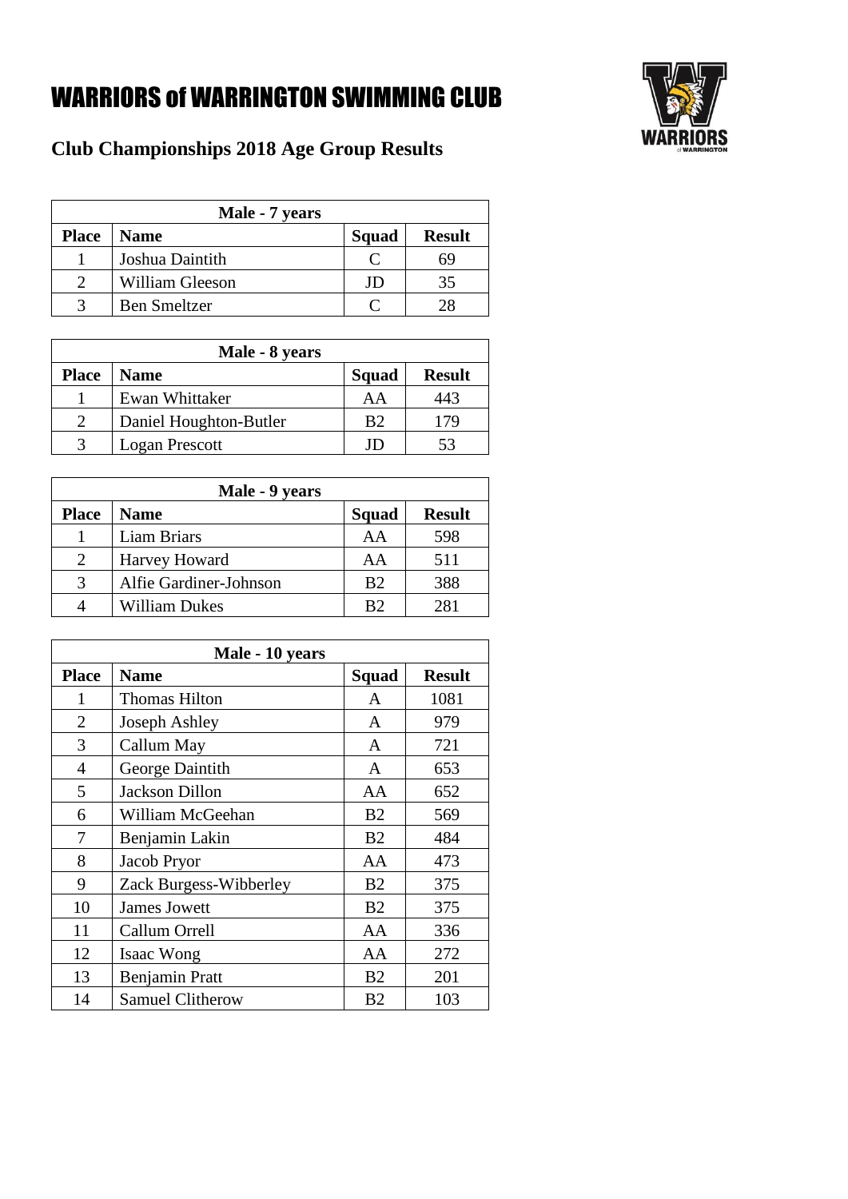# WARRIORS of WARRINGTON SWIMMING CLUB

## Club Championships 2018 Age Group Results

| Male - 7 years | | | |
|---|---|---|---|
| **Place** | **Name** | **Squad** | **Result** |
| 1 | Joshua Daintith | C | 69 |
| 2 | William Gleeson | JD | 35 |
| 3 | Ben Smeltzer | C | 28 |

| Male - 8 years | | | |
|---|---|---|---|
| **Place** | **Name** | **Squad** | **Result** |
| 1 | Ewan Whittaker | AA | 443 |
| 2 | Daniel Houghton-Butler | B2 | 179 |
| 3 | Logan Prescott | JD | 53 |

| Male - 9 years | | | |
|---|---|---|---|
| **Place** | **Name** | **Squad** | **Result** |
| 1 | Liam Briars | AA | 598 |
| 2 | Harvey Howard | AA | 511 |
| 3 | Alfie Gardiner-Johnson | B2 | 388 |
| 4 | William Dukes | B2 | 281 |

| Male - 10 years | | | |
|---|---|---|---|
| **Place** | **Name** | **Squad** | **Result** |
| 1 | Thomas Hilton | A | 1081 |
| 2 | Joseph Ashley | A | 979 |
| 3 | Callum May | A | 721 |
| 4 | George Daintith | A | 653 |
| 5 | Jackson Dillon | AA | 652 |
| 6 | William McGeehan | B2 | 569 |
| 7 | Benjamin Lakin | B2 | 484 |
| 8 | Jacob Pryor | AA | 473 |
| 9 | Zack Burgess-Wibberley | B2 | 375 |
| 10 | James Jowett | B2 | 375 |
| 11 | Callum Orrell | AA | 336 |
| 12 | Isaac Wong | AA | 272 |
| 13 | Benjamin Pratt | B2 | 201 |
| 14 | Samuel Clitherow | B2 | 103 |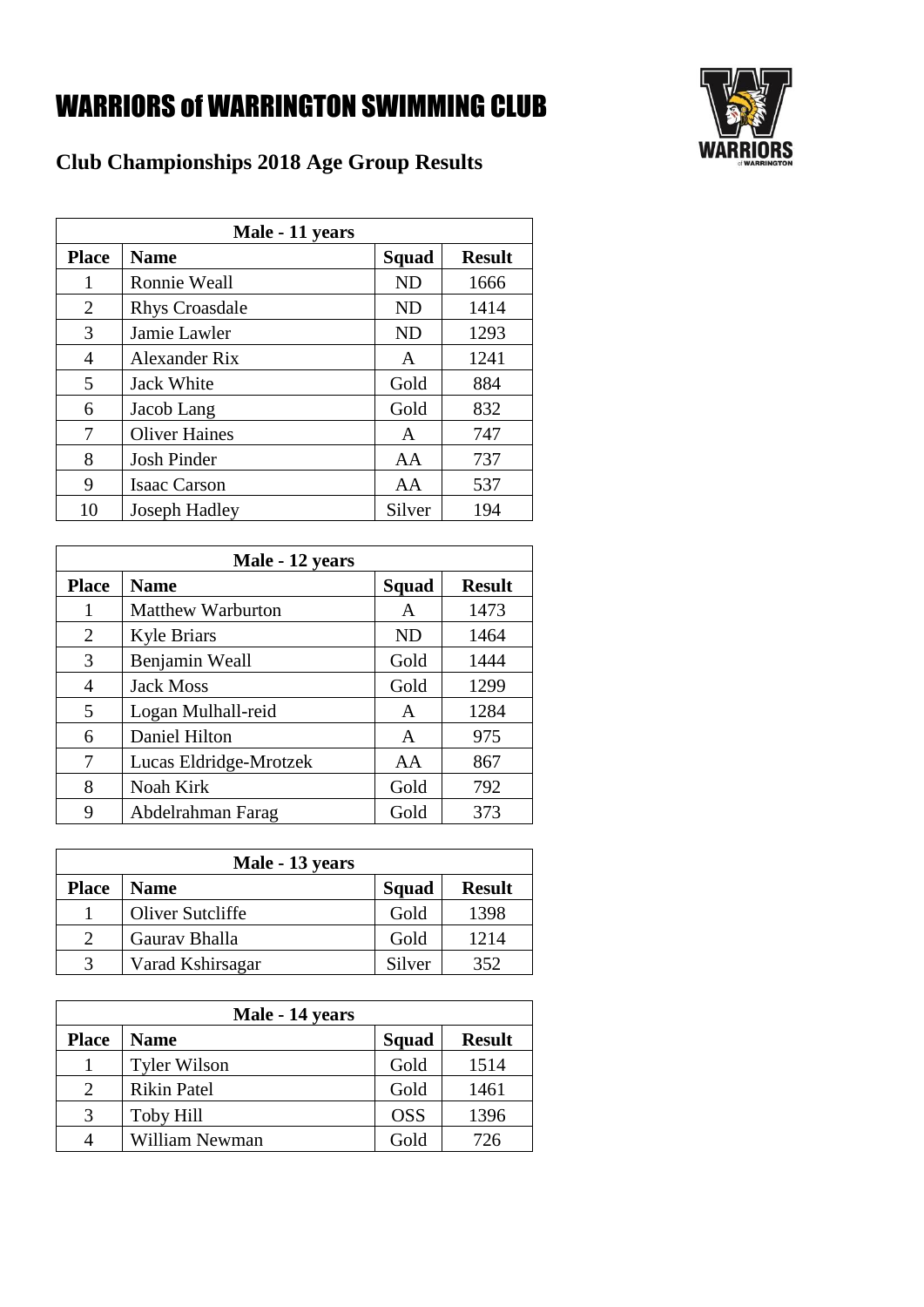# WARRIORS of WARRINGTON SWIMMING CLUB

## Club Championships 2018 Age Group Results

| Male - 11 years | | | |
|---|---|---|---|
| **Place** | **Name** | **Squad** | **Result** |
| 1 | Ronnie Weall | ND | 1666 |
| 2 | Rhys Croasdale | ND | 1414 |
| 3 | Jamie Lawler | ND | 1293 |
| 4 | Alexander Rix | A | 1241 |
| 5 | Jack White | Gold | 884 |
| 6 | Jacob Lang | Gold | 832 |
| 7 | Oliver Haines | A | 747 |
| 8 | Josh Pinder | AA | 737 |
| 9 | Isaac Carson | AA | 537 |
| 10 | Joseph Hadley | Silver | 194 |

| Male - 12 years | | | |
|---|---|---|---|
| **Place** | **Name** | **Squad** | **Result** |
| 1 | Matthew Warburton | A | 1473 |
| 2 | Kyle Briars | ND | 1464 |
| 3 | Benjamin Weall | Gold | 1444 |
| 4 | Jack Moss | Gold | 1299 |
| 5 | Logan Mulhall-reid | A | 1284 |
| 6 | Daniel Hilton | A | 975 |
| 7 | Lucas Eldridge-Mrotzek | AA | 867 |
| 8 | Noah Kirk | Gold | 792 |
| 9 | Abdelrahman Farag | Gold | 373 |

| Male - 13 years | | | |
|---|---|---|---|
| **Place** | **Name** | **Squad** | **Result** |
| 1 | Oliver Sutcliffe | Gold | 1398 |
| 2 | Gaurav Bhalla | Gold | 1214 |
| 3 | Varad Kshirsagar | Silver | 352 |

| Male - 14 years | | | |
|---|---|---|---|
| **Place** | **Name** | **Squad** | **Result** |
| 1 | Tyler Wilson | Gold | 1514 |
| 2 | Rikin Patel | Gold | 1461 |
| 3 | Toby Hill | OSS | 1396 |
| 4 | William Newman | Gold | 726 |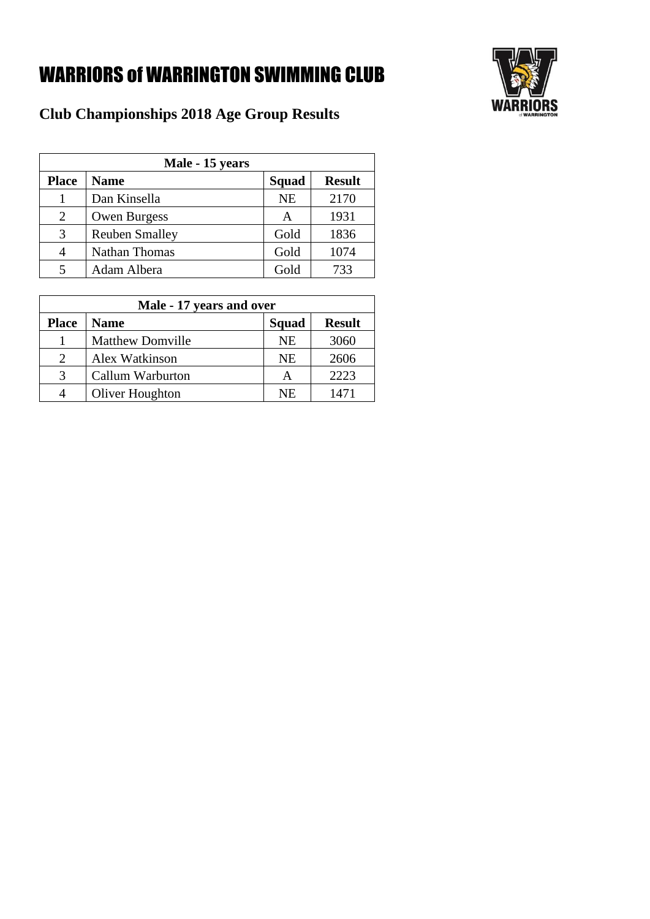# WARRIORS of WARRINGTON SWIMMING CLUB

## Club Championships 2018 Age Group Results

| Male - 15 years | | | |
|---|---|---|---|
| **Place** | **Name** | **Squad** | **Result** |
| 1 | Dan Kinsella | NE | 2170 |
| 2 | Owen Burgess | A | 1931 |
| 3 | Reuben Smalley | Gold | 1836 |
| 4 | Nathan Thomas | Gold | 1074 |
| 5 | Adam Albera | Gold | 733 |

| Male - 17 years and over | | | |
|---|---|---|---|
| **Place** | **Name** | **Squad** | **Result** |
| 1 | Matthew Domville | NE | 3060 |
| 2 | Alex Watkinson | NE | 2606 |
| 3 | Callum Warburton | A | 2223 |
| 4 | Oliver Houghton | NE | 1471 |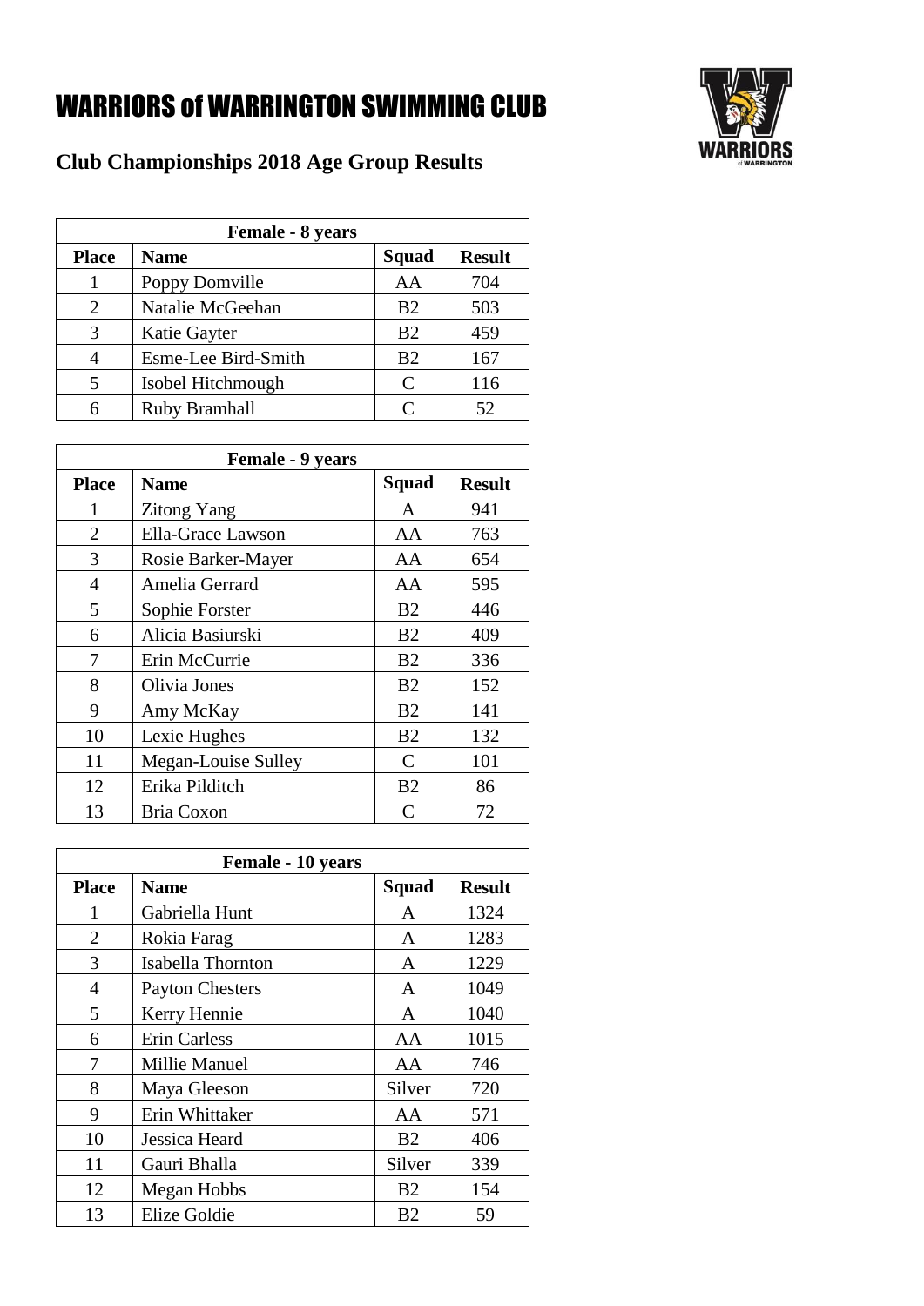# WARRIORS of WARRINGTON SWIMMING CLUB

## Club Championships 2018 Age Group Results

| Female - 8 years | | | |
|---|---|---|---|
| **Place** | **Name** | **Squad** | **Result** |
| 1 | Poppy Domville | AA | 704 |
| 2 | Natalie McGeehan | B2 | 503 |
| 3 | Katie Gayter | B2 | 459 |
| 4 | Esme-Lee Bird-Smith | B2 | 167 |
| 5 | Isobel Hitchmough | C | 116 |
| 6 | Ruby Bramhall | C | 52 |

| Female - 9 years | | | |
|---|---|---|---|
| **Place** | **Name** | **Squad** | **Result** |
| 1 | Zitong Yang | A | 941 |
| 2 | Ella-Grace Lawson | AA | 763 |
| 3 | Rosie Barker-Mayer | AA | 654 |
| 4 | Amelia Gerrard | AA | 595 |
| 5 | Sophie Forster | B2 | 446 |
| 6 | Alicia Basiurski | B2 | 409 |
| 7 | Erin McCurrie | B2 | 336 |
| 8 | Olivia Jones | B2 | 152 |
| 9 | Amy McKay | B2 | 141 |
| 10 | Lexie Hughes | B2 | 132 |
| 11 | Megan-Louise Sulley | C | 101 |
| 12 | Erika Pilditch | B2 | 86 |
| 13 | Bria Coxon | C | 72 |

| Female - 10 years | | | |
|---|---|---|---|
| **Place** | **Name** | **Squad** | **Result** |
| 1 | Gabriella Hunt | A | 1324 |
| 2 | Rokia Farag | A | 1283 |
| 3 | Isabella Thornton | A | 1229 |
| 4 | Payton Chesters | A | 1049 |
| 5 | Kerry Hennie | A | 1040 |
| 6 | Erin Carless | AA | 1015 |
| 7 | Millie Manuel | AA | 746 |
| 8 | Maya Gleeson | Silver | 720 |
| 9 | Erin Whittaker | AA | 571 |
| 10 | Jessica Heard | B2 | 406 |
| 11 | Gauri Bhalla | Silver | 339 |
| 12 | Megan Hobbs | B2 | 154 |
| 13 | Elize Goldie | B2 | 59 |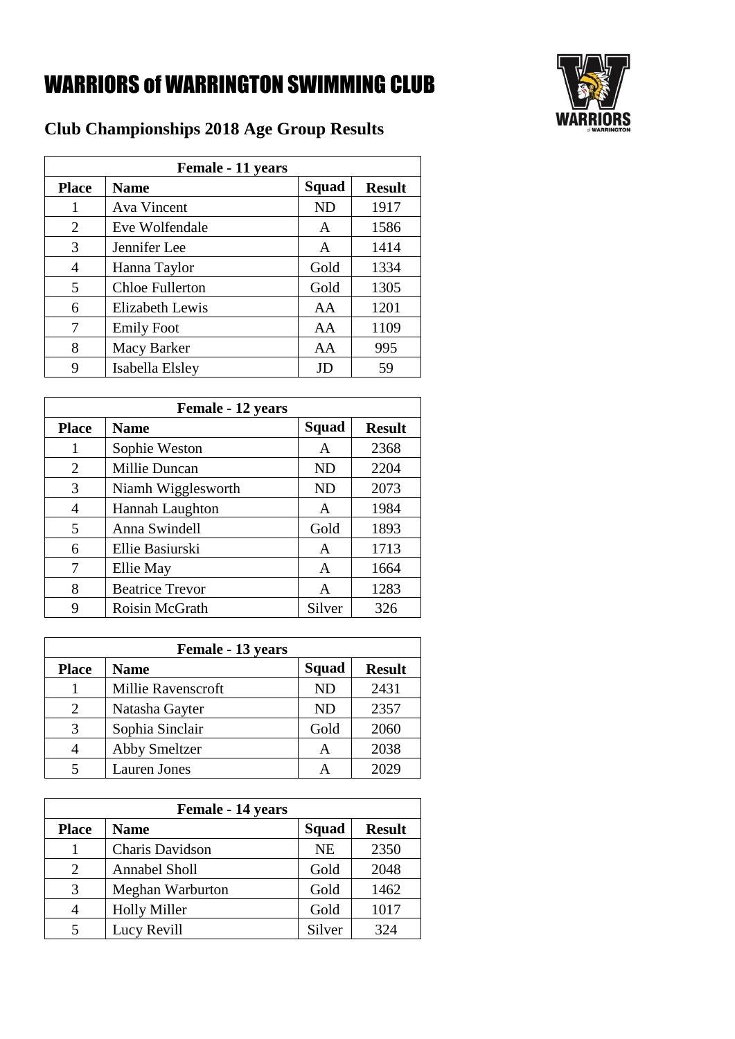# WARRIORS of WARRINGTON SWIMMING CLUB

## Club Championships 2018 Age Group Results

| Female - 11 years | | | |
|---|---|---|---|
| **Place** | **Name** | **Squad** | **Result** |
| 1 | Ava Vincent | ND | 1917 |
| 2 | Eve Wolfendale | A | 1586 |
| 3 | Jennifer Lee | A | 1414 |
| 4 | Hanna Taylor | Gold | 1334 |
| 5 | Chloe Fullerton | Gold | 1305 |
| 6 | Elizabeth Lewis | AA | 1201 |
| 7 | Emily Foot | AA | 1109 |
| 8 | Macy Barker | AA | 995 |
| 9 | Isabella Elsley | JD | 59 |

| Female - 12 years | | | |
|---|---|---|---|
| **Place** | **Name** | **Squad** | **Result** |
| 1 | Sophie Weston | A | 2368 |
| 2 | Millie Duncan | ND | 2204 |
| 3 | Niamh Wigglesworth | ND | 2073 |
| 4 | Hannah Laughton | A | 1984 |
| 5 | Anna Swindell | Gold | 1893 |
| 6 | Ellie Basiurski | A | 1713 |
| 7 | Ellie May | A | 1664 |
| 8 | Beatrice Trevor | A | 1283 |
| 9 | Roisin McGrath | Silver | 326 |

| Female - 13 years | | | |
|---|---|---|---|
| **Place** | **Name** | **Squad** | **Result** |
| 1 | Millie Ravenscroft | ND | 2431 |
| 2 | Natasha Gayter | ND | 2357 |
| 3 | Sophia Sinclair | Gold | 2060 |
| 4 | Abby Smeltzer | A | 2038 |
| 5 | Lauren Jones | A | 2029 |

| Female - 14 years | | | |
|---|---|---|---|
| **Place** | **Name** | **Squad** | **Result** |
| 1 | Charis Davidson | NE | 2350 |
| 2 | Annabel Sholl | Gold | 2048 |
| 3 | Meghan Warburton | Gold | 1462 |
| 4 | Holly Miller | Gold | 1017 |
| 5 | Lucy Revill | Silver | 324 |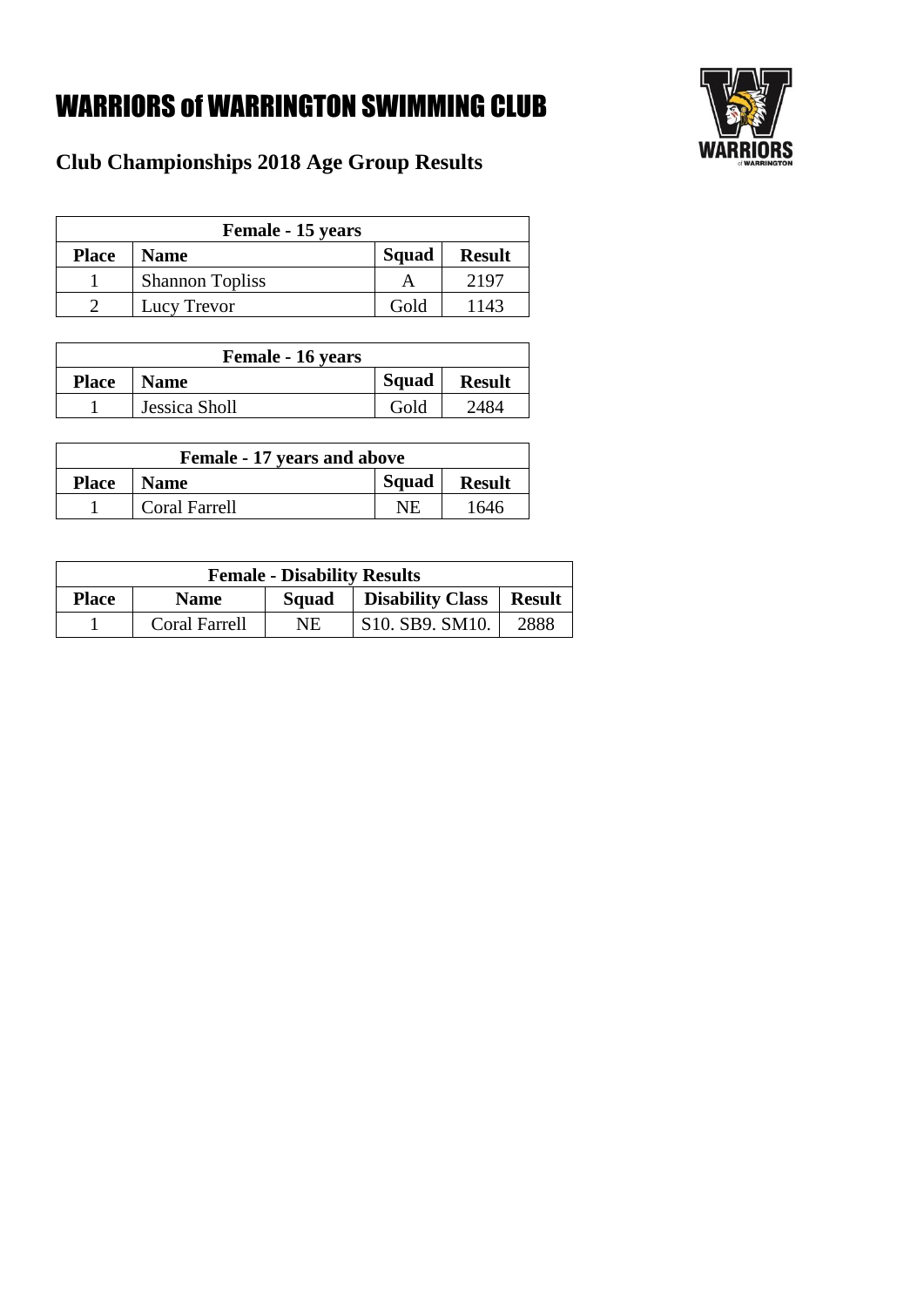# WARRIORS of WARRINGTON SWIMMING CLUB

## Club Championships 2018 Age Group Results

| Female - 15 years | | | |
|---|---|---|---|
| **Place** | **Name** | **Squad** | **Result** |
| 1 | Shannon Topliss | A | 2197 |
| 2 | Lucy Trevor | Gold | 1143 |

| Female - 16 years | | | |
|---|---|---|---|
| **Place** | **Name** | **Squad** | **Result** |
| 1 | Jessica Sholl | Gold | 2484 |

| Female - 17 years and above | | | |
|---|---|---|---|
| **Place** | **Name** | **Squad** | **Result** |
| 1 | Coral Farrell | NE | 1646 |

| Female - Disability Results | | | | |
|---|---|---|---|---|
| **Place** | **Name** | **Squad** | **Disability Class** | **Result** |
| 1 | Coral Farrell | NE | S10. SB9. SM10. | 2888 |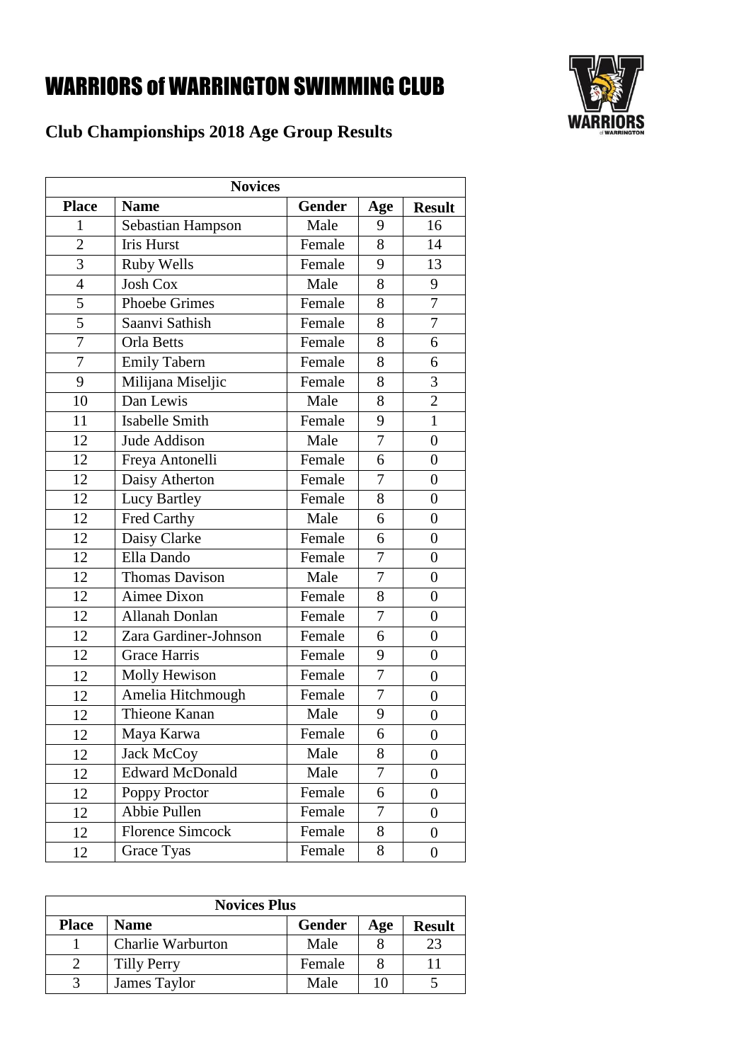# WARRIORS of WARRINGTON SWIMMING CLUB

## Club Championships 2018 Age Group Results

| Novices | | | | |
|---|---|---|---|---|
| **Place** | **Name** | **Gender** | **Age** | **Result** |
| 1 | Sebastian Hampson | Male | 9 | 16 |
| 2 | Iris Hurst | Female | 8 | 14 |
| 3 | Ruby Wells | Female | 9 | 13 |
| 4 | Josh Cox | Male | 8 | 9 |
| 5 | Phoebe Grimes | Female | 8 | 7 |
| 5 | Saanvi Sathish | Female | 8 | 7 |
| 7 | Orla Betts | Female | 8 | 6 |
| 7 | Emily Tabern | Female | 8 | 6 |
| 9 | Milijana Miseljic | Female | 8 | 3 |
| 10 | Dan Lewis | Male | 8 | 2 |
| 11 | Isabelle Smith | Female | 9 | 1 |
| 12 | Jude Addison | Male | 7 | 0 |
| 12 | Freya Antonelli | Female | 6 | 0 |
| 12 | Daisy Atherton | Female | 7 | 0 |
| 12 | Lucy Bartley | Female | 8 | 0 |
| 12 | Fred Carthy | Male | 6 | 0 |
| 12 | Daisy Clarke | Female | 6 | 0 |
| 12 | Ella Dando | Female | 7 | 0 |
| 12 | Thomas Davison | Male | 7 | 0 |
| 12 | Aimee Dixon | Female | 8 | 0 |
| 12 | Allanah Donlan | Female | 7 | 0 |
| 12 | Zara Gardiner-Johnson | Female | 6 | 0 |
| 12 | Grace Harris | Female | 9 | 0 |
| 12 | Molly Hewison | Female | 7 | 0 |
| 12 | Amelia Hitchmough | Female | 7 | 0 |
| 12 | Thieone Kanan | Male | 9 | 0 |
| 12 | Maya Karwa | Female | 6 | 0 |
| 12 | Jack McCoy | Male | 8 | 0 |
| 12 | Edward McDonald | Male | 7 | 0 |
| 12 | Poppy Proctor | Female | 6 | 0 |
| 12 | Abbie Pullen | Female | 7 | 0 |
| 12 | Florence Simcock | Female | 8 | 0 |
| 12 | Grace Tyas | Female | 8 | 0 |

| Novices Plus | | | | |
|---|---|---|---|---|
| **Place** | **Name** | **Gender** | **Age** | **Result** |
| 1 | Charlie Warburton | Male | 8 | 23 |
| 2 | Tilly Perry | Female | 8 | 11 |
| 3 | James Taylor | Male | 10 | 5 |